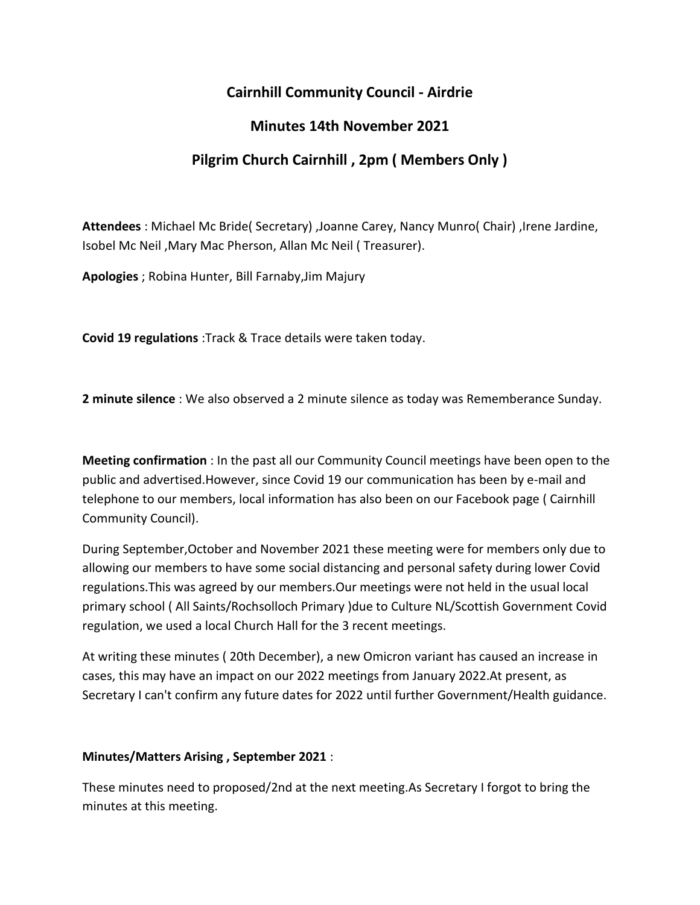# Cairnhill Community Council - Airdrie

## Minutes 14th November 2021

## Pilgrim Church Cairnhill , 2pm ( Members Only )

**Attendees** : Michael Mc Bride( Secretary) ,Joanne Carey, Nancy Munro( Chair) ,Irene Jardine, Isobel Mc Neil ,Mary Mac Pherson, Allan Mc Neil ( Treasurer).

**Apologies** ; Robina Hunter, Bill Farnaby,Jim Majury

**Covid 19 regulations** :Track & Trace details were taken today.

**2 minute silence** : We also observed a 2 minute silence as today was Rememberance Sunday.

**Meeting confirmation** : In the past all our Community Council meetings have been open to the public and advertised.However, since Covid 19 our communication has been by e-mail and telephone to our members, local information has also been on our Facebook page ( Cairnhill Community Council).

During September,October and November 2021 these meeting were for members only due to allowing our members to have some social distancing and personal safety during lower Covid regulations.This was agreed by our members.Our meetings were not held in the usual local primary school ( All Saints/Rochsolloch Primary )due to Culture NL/Scottish Government Covid regulation, we used a local Church Hall for the 3 recent meetings.

At writing these minutes ( 20th December), a new Omicron variant has caused an increase in cases, this may have an impact on our 2022 meetings from January 2022.At present, as Secretary I can't confirm any future dates for 2022 until further Government/Health guidance.

**Minutes/Matters Arising , September 2021** :

These minutes need to proposed/2nd at the next meeting.As Secretary I forgot to bring the minutes at this meeting.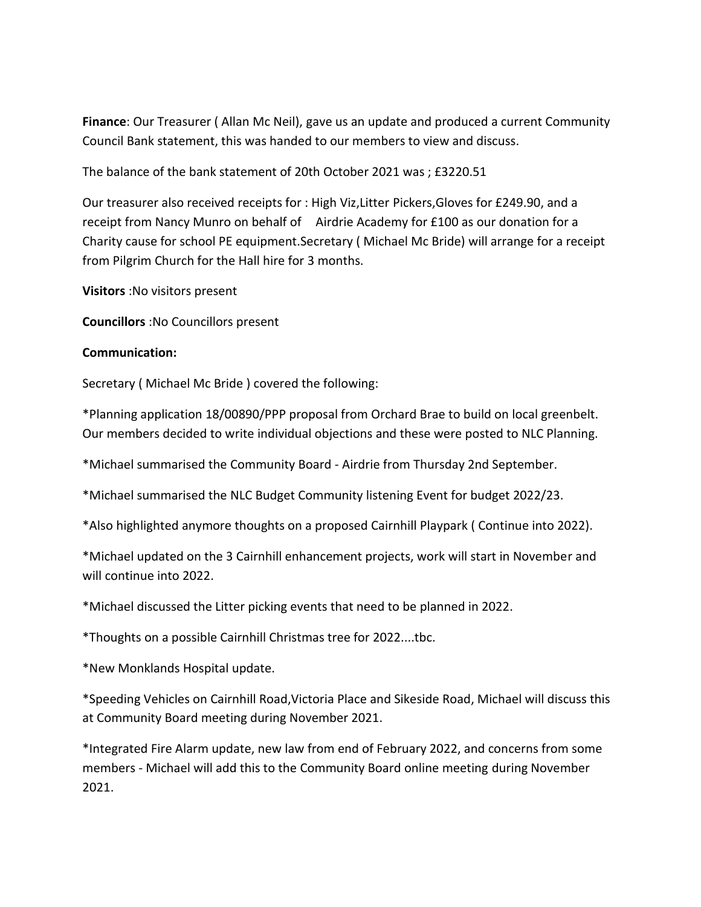**Finance**: Our Treasurer ( Allan Mc Neil), gave us an update and produced a current Community Council Bank statement, this was handed to our members to view and discuss.

The balance of the bank statement of 20th October 2021 was ; £3220.51

Our treasurer also received receipts for : High Viz,Litter Pickers,Gloves for £249.90, and a receipt from Nancy Munro on behalf of Airdrie Academy for £100 as our donation for a Charity cause for school PE equipment.Secretary ( Michael Mc Bride) will arrange for a receipt from Pilgrim Church for the Hall hire for 3 months.

**Visitors** :No visitors present

**Councillors** :No Councillors present

**Communication:**

Secretary ( Michael Mc Bride ) covered the following:

*Planning application 18/00890/PPP proposal from Orchard Brae to build on local greenbelt. Our members decided to write individual objections and these were posted to NLC Planning.

*Michael summarised the Community Board - Airdrie from Thursday 2nd September.

*Michael summarised the NLC Budget Community listening Event for budget 2022/23.

*Also highlighted anymore thoughts on a proposed Cairnhill Playpark ( Continue into 2022).

*Michael updated on the 3 Cairnhill enhancement projects, work will start in November and will continue into 2022.

*Michael discussed the Litter picking events that need to be planned in 2022.

*Thoughts on a possible Cairnhill Christmas tree for 2022....tbc.

*New Monklands Hospital update.

*Speeding Vehicles on Cairnhill Road,Victoria Place and Sikeside Road, Michael will discuss this at Community Board meeting during November 2021.

*Integrated Fire Alarm update, new law from end of February 2022, and concerns from some members - Michael will add this to the Community Board online meeting during November 2021.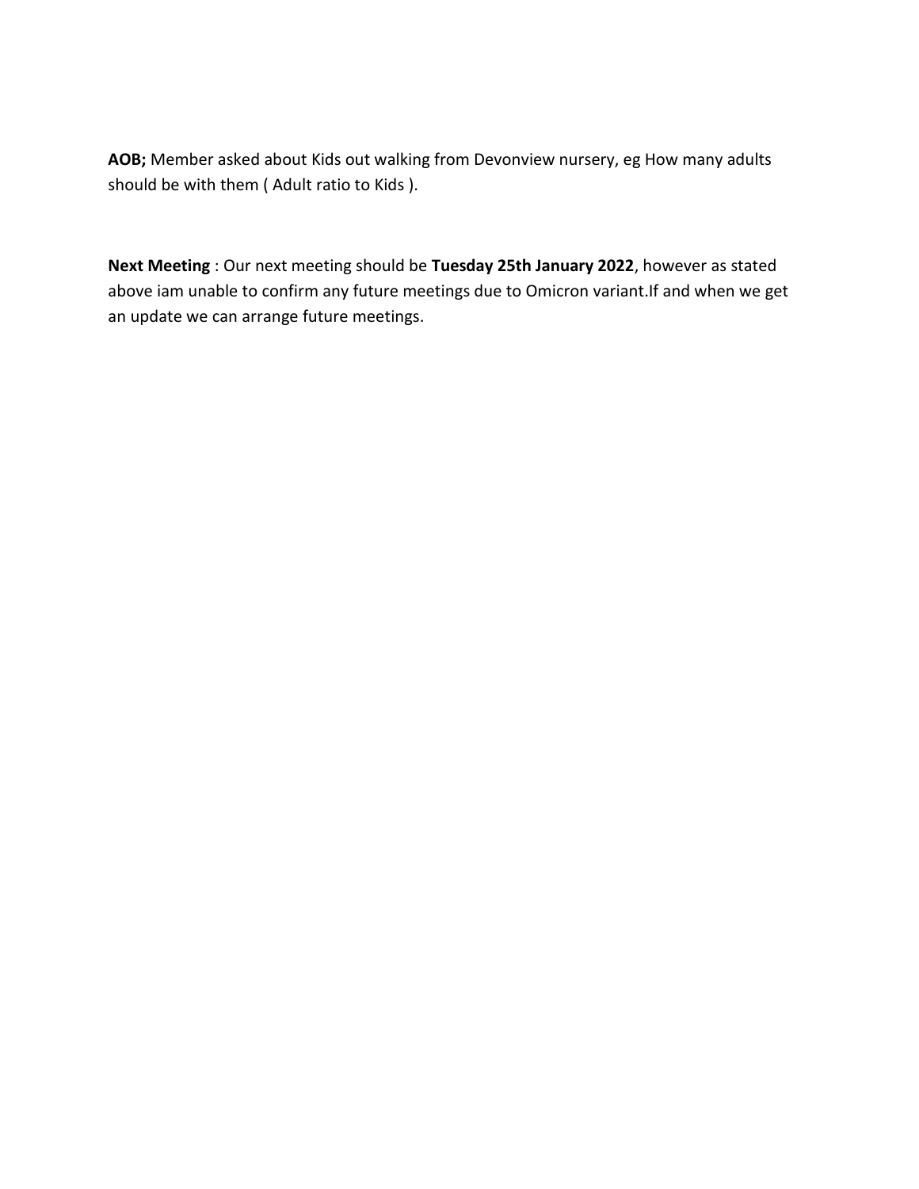**AOB;** Member asked about Kids out walking from Devonview nursery, eg How many adults should be with them ( Adult ratio to Kids ).

**Next Meeting** : Our next meeting should be **Tuesday 25th January 2022**, however as stated above iam unable to confirm any future meetings due to Omicron variant.If and when we get an update we can arrange future meetings.